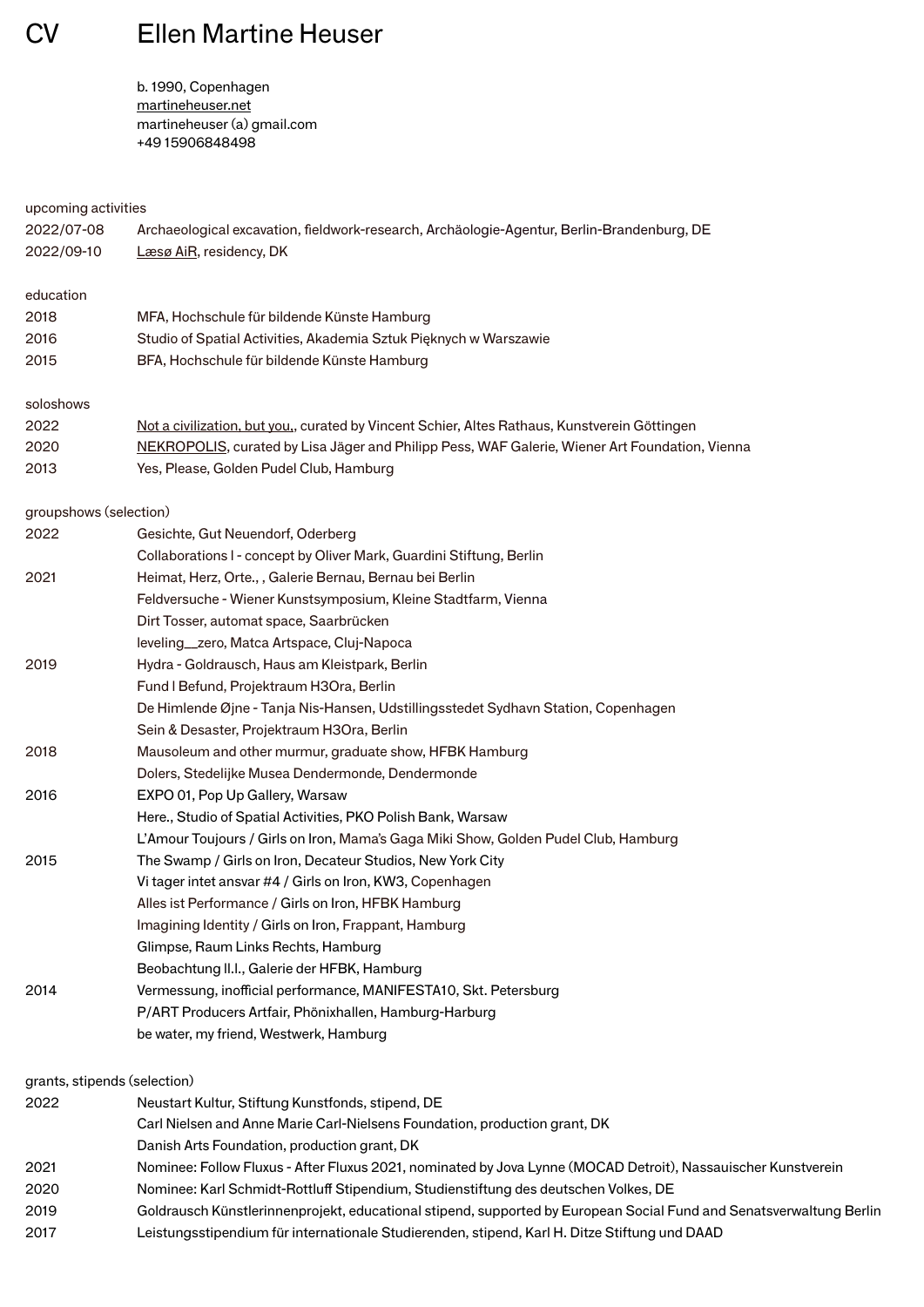# CV Ellen Martine Heuser

b. 1990, Copenhagen
martineheuser.net
martineheuser (a) gmail.com
+49 15906848498

## upcoming activities

| | |
|---|---|
| 2022/07-08 | Archaeological excavation, fieldwork-research, Archäologie-Agentur, Berlin-Brandenburg, DE |
| 2022/09-10 | Læsø AiR, residency, DK |

## education

| | |
|---|---|
| 2018 | MFA, Hochschule für bildende Künste Hamburg |
| 2016 | Studio of Spatial Activities, Akademia Sztuk Pięknych w Warszawie |
| 2015 | BFA, Hochschule für bildende Künste Hamburg |

## soloshows

| | |
|---|---|
| 2022 | Not a civilization, but you,, curated by Vincent Schier, Altes Rathaus, Kunstverein Göttingen |
| 2020 | NEKROPOLIS, curated by Lisa Jäger and Philipp Pess, WAF Galerie, Wiener Art Foundation, Vienna |
| 2013 | Yes, Please, Golden Pudel Club, Hamburg |

## groupshows (selection)

| | |
|---|---|
| 2022 | Gesichte, Gut Neuendorf, Oderberg |
| | Collaborations I - concept by Oliver Mark, Guardini Stiftung, Berlin |
| 2021 | Heimat, Herz, Orte., , Galerie Bernau, Bernau bei Berlin |
| | Feldversuche - Wiener Kunstsymposium, Kleine Stadtfarm, Vienna |
| | Dirt Tosser, automat space, Saarbrücken |
| | leveling__zero, Matca Artspace, Cluj-Napoca |
| 2019 | Hydra - Goldrausch, Haus am Kleistpark, Berlin |
| | Fund I Befund, Projektraum H3Ora, Berlin |
| | De Himlende Øjne - Tanja Nis-Hansen, Udstillingsstedet Sydhavn Station, Copenhagen |
| | Sein & Desaster, Projektraum H3Ora, Berlin |
| 2018 | Mausoleum and other murmur, graduate show, HFBK Hamburg |
| | Dolers, Stedelijke Musea Dendermonde, Dendermonde |
| 2016 | EXPO 01, Pop Up Gallery, Warsaw |
| | Here., Studio of Spatial Activities, PKO Polish Bank, Warsaw |
| | L'Amour Toujours / Girls on Iron, Mama's Gaga Miki Show, Golden Pudel Club, Hamburg |
| 2015 | The Swamp / Girls on Iron, Decateur Studios, New York City |
| | Vi tager intet ansvar #4 / Girls on Iron, KW3, Copenhagen |
| | Alles ist Performance / Girls on Iron, HFBK Hamburg |
| | Imagining Identity / Girls on Iron, Frappant, Hamburg |
| | Glimpse, Raum Links Rechts, Hamburg |
| | Beobachtung II.I., Galerie der HFBK, Hamburg |
| 2014 | Vermessung, inofficial performance, MANIFESTA10, Skt. Petersburg |
| | P/ART Producers Artfair, Phönixhallen, Hamburg-Harburg |
| | be water, my friend, Westwerk, Hamburg |

## grants, stipends (selection)

| | |
|---|---|
| 2022 | Neustart Kultur, Stiftung Kunstfonds, stipend, DE |
| | Carl Nielsen and Anne Marie Carl-Nielsens Foundation, production grant, DK |
| | Danish Arts Foundation, production grant, DK |
| 2021 | Nominee: Follow Fluxus - After Fluxus 2021, nominated by Jova Lynne (MOCAD Detroit), Nassauischer Kunstverein |
| 2020 | Nominee: Karl Schmidt-Rottluff Stipendium, Studienstiftung des deutschen Volkes, DE |
| 2019 | Goldrausch Künstlerinnenprojekt, educational stipend, supported by European Social Fund and Senatsverwaltung Berlin |
| 2017 | Leistungsstipendium für internationale Studierenden, stipend, Karl H. Ditze Stiftung und DAAD |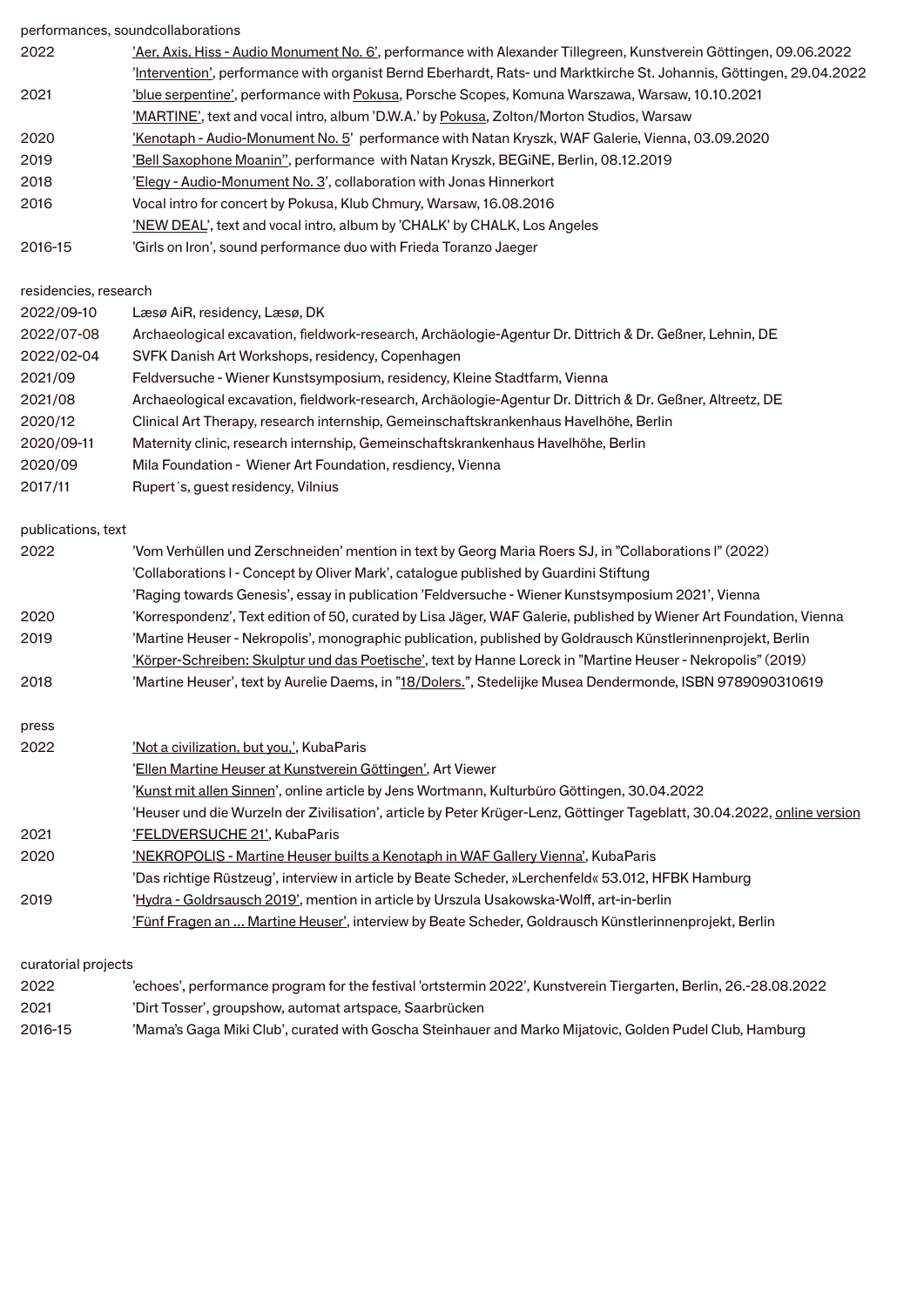## performances, soundcollaborations

| | |
|---|---|
| 2022 | 'Aer, Axis, Hiss - Audio Monument No. 6', performance with Alexander Tillegreen, Kunstverein Göttingen, 09.06.2022 |
| | 'Intervention', performance with organist Bernd Eberhardt, Rats- und Marktkirche St. Johannis, Göttingen, 29.04.2022 |
| 2021 | 'blue serpentine', performance with Pokusa, Porsche Scopes, Komuna Warszawa, Warsaw, 10.10.2021 |
| | 'MARTINE', text and vocal intro, album 'D.W.A.' by Pokusa, Zolton/Morton Studios, Warsaw |
| 2020 | 'Kenotaph - Audio-Monument No. 5' performance with Natan Kryszk, WAF Galerie, Vienna, 03.09.2020 |
| 2019 | 'Bell Saxophone Moanin'', performance with Natan Kryszk, BEGiNE, Berlin, 08.12.2019 |
| 2018 | 'Elegy - Audio-Monument No. 3', collaboration with Jonas Hinnerkort |
| 2016 | Vocal intro for concert by Pokusa, Klub Chmury, Warsaw, 16.08.2016 |
| | 'NEW DEAL', text and vocal intro, album by 'CHALK' by CHALK, Los Angeles |
| 2016-15 | 'Girls on Iron', sound performance duo with Frieda Toranzo Jaeger |

## residencies, research

| | |
|---|---|
| 2022/09-10 | Læsø AiR, residency, Læsø, DK |
| 2022/07-08 | Archaeological excavation, fieldwork-research, Archäologie-Agentur Dr. Dittrich & Dr. Geßner, Lehnin, DE |
| 2022/02-04 | SVFK Danish Art Workshops, residency, Copenhagen |
| 2021/09 | Feldversuche - Wiener Kunstsymposium, residency, Kleine Stadtfarm, Vienna |
| 2021/08 | Archaeological excavation, fieldwork-research, Archäologie-Agentur Dr. Dittrich & Dr. Geßner, Altreetz, DE |
| 2020/12 | Clinical Art Therapy, research internship, Gemeinschaftskrankenhaus Havelhöhe, Berlin |
| 2020/09-11 | Maternity clinic, research internship, Gemeinschaftskrankenhaus Havelhöhe, Berlin |
| 2020/09 | Mila Foundation - Wiener Art Foundation, resdiency, Vienna |
| 2017/11 | Rupert´s, guest residency, Vilnius |

## publications, text

| | |
|---|---|
| 2022 | 'Vom Verhüllen und Zerschneiden' mention in text by Georg Maria Roers SJ, in "Collaborations I" (2022) |
| | 'Collaborations I - Concept by Oliver Mark', catalogue published by Guardini Stiftung |
| | 'Raging towards Genesis', essay in publication 'Feldversuche - Wiener Kunstsymposium 2021', Vienna |
| 2020 | 'Korrespondenz', Text edition of 50, curated by Lisa Jäger, WAF Galerie, published by Wiener Art Foundation, Vienna |
| 2019 | 'Martine Heuser - Nekropolis', monographic publication, published by Goldrausch Künstlerinnenprojekt, Berlin |
| | 'Körper-Schreiben: Skulptur und das Poetische', text by Hanne Loreck in "Martine Heuser - Nekropolis" (2019) |
| 2018 | 'Martine Heuser', text by Aurelie Daems, in "18/Dolers.", Stedelijke Musea Dendermonde, ISBN 9789090310619 |

## press

| | |
|---|---|
| 2022 | 'Not a civilization, but you.', KubaParis |
| | 'Ellen Martine Heuser at Kunstverein Göttingen', Art Viewer |
| | 'Kunst mit allen Sinnen', online article by Jens Wortmann, Kulturbüro Göttingen, 30.04.2022 |
| | 'Heuser und die Wurzeln der Zivilisation', article by Peter Krüger-Lenz, Göttinger Tageblatt, 30.04.2022, online version |
| 2021 | 'FELDVERSUCHE 21', KubaParis |
| 2020 | 'NEKROPOLIS - Martine Heuser builts a Kenotaph in WAF Gallery Vienna', KubaParis |
| | 'Das richtige Rüstzeug', interview in article by Beate Scheder, »Lerchenfeld« 53.012, HFBK Hamburg |
| 2019 | 'Hydra - Goldrsausch 2019', mention in article by Urszula Usakowska-Wolff, art-in-berlin |
| | 'Fünf Fragen an … Martine Heuser', interview by Beate Scheder, Goldrausch Künstlerinnenprojekt, Berlin |

## curatorial projects

| | |
|---|---|
| 2022 | 'echoes', performance program for the festival 'ortstermin 2022', Kunstverein Tiergarten, Berlin, 26.-28.08.2022 |
| 2021 | 'Dirt Tosser', groupshow, automat artspace, Saarbrücken |
| 2016-15 | 'Mama's Gaga Miki Club', curated with Goscha Steinhauer and Marko Mijatovic, Golden Pudel Club, Hamburg |